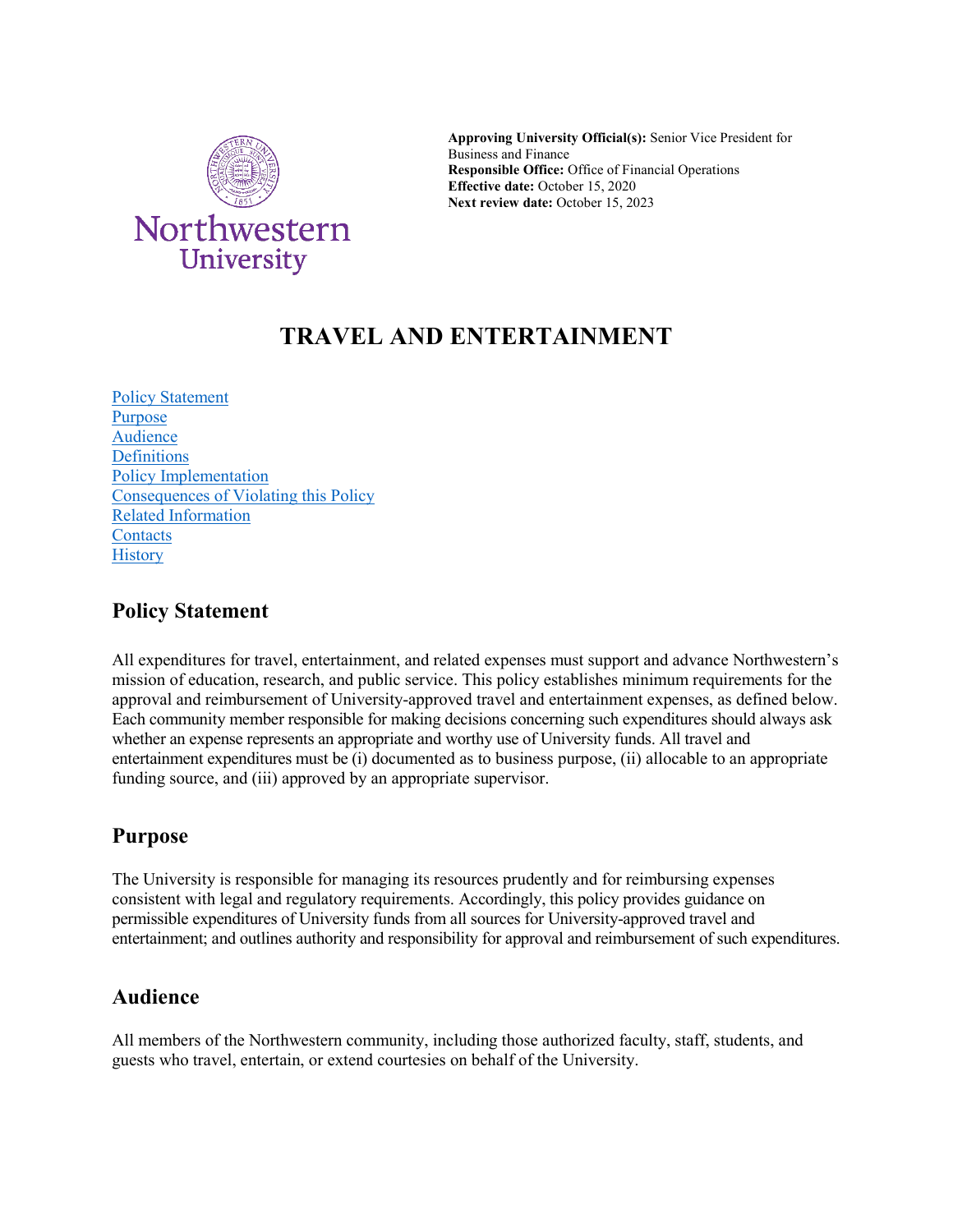**Approving University Official(s):** Senior Vice President for Business and Finance
**Responsible Office:** Office of Financial Operations
**Effective date:** October 15, 2020
**Next review date:** October 15, 2023

# TRAVEL AND ENTERTAINMENT

[Policy Statement](#policy-statement)
[Purpose](#purpose)
[Audience](#audience)
[Definitions](#definitions)
[Policy Implementation](#policy-implementation)
[Consequences of Violating this Policy](#consequences-of-violating-this-policy)
[Related Information](#related-information)
[Contacts](#contacts)
[History](#history)

## Policy Statement

All expenditures for travel, entertainment, and related expenses must support and advance Northwestern's mission of education, research, and public service. This policy establishes minimum requirements for the approval and reimbursement of University-approved travel and entertainment expenses, as defined below. Each community member responsible for making decisions concerning such expenditures should always ask whether an expense represents an appropriate and worthy use of University funds. All travel and entertainment expenditures must be (i) documented as to business purpose, (ii) allocable to an appropriate funding source, and (iii) approved by an appropriate supervisor.

## Purpose

The University is responsible for managing its resources prudently and for reimbursing expenses consistent with legal and regulatory requirements. Accordingly, this policy provides guidance on permissible expenditures of University funds from all sources for University-approved travel and entertainment; and outlines authority and responsibility for approval and reimbursement of such expenditures.

## Audience

All members of the Northwestern community, including those authorized faculty, staff, students, and guests who travel, entertain, or extend courtesies on behalf of the University.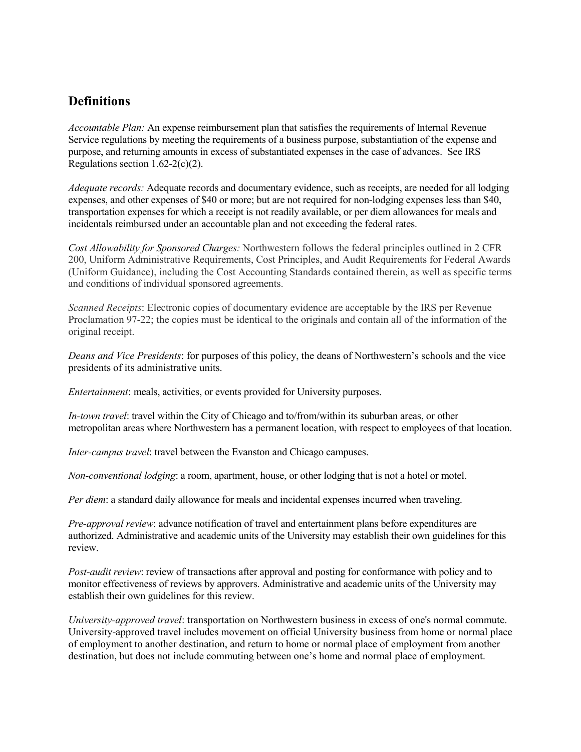## Definitions

*Accountable Plan:* An expense reimbursement plan that satisfies the requirements of Internal Revenue Service regulations by meeting the requirements of a business purpose, substantiation of the expense and purpose, and returning amounts in excess of substantiated expenses in the case of advances. See IRS Regulations section 1.62-2(c)(2).

*Adequate records:* Adequate records and documentary evidence, such as receipts, are needed for all lodging expenses, and other expenses of $40 or more; but are not required for non-lodging expenses less than $40, transportation expenses for which a receipt is not readily available, or per diem allowances for meals and incidentals reimbursed under an accountable plan and not exceeding the federal rates.

*Cost Allowability for Sponsored Charges:* Northwestern follows the federal principles outlined in 2 CFR 200, Uniform Administrative Requirements, Cost Principles, and Audit Requirements for Federal Awards (Uniform Guidance), including the Cost Accounting Standards contained therein, as well as specific terms and conditions of individual sponsored agreements.

*Scanned Receipts*: Electronic copies of documentary evidence are acceptable by the IRS per Revenue Proclamation 97-22; the copies must be identical to the originals and contain all of the information of the original receipt.

*Deans and Vice Presidents*: for purposes of this policy, the deans of Northwestern's schools and the vice presidents of its administrative units.

*Entertainment*: meals, activities, or events provided for University purposes.

*In-town travel*: travel within the City of Chicago and to/from/within its suburban areas, or other metropolitan areas where Northwestern has a permanent location, with respect to employees of that location.

*Inter-campus travel*: travel between the Evanston and Chicago campuses.

*Non-conventional lodging*: a room, apartment, house, or other lodging that is not a hotel or motel.

*Per diem*: a standard daily allowance for meals and incidental expenses incurred when traveling.

*Pre-approval review*: advance notification of travel and entertainment plans before expenditures are authorized. Administrative and academic units of the University may establish their own guidelines for this review.

*Post-audit review*: review of transactions after approval and posting for conformance with policy and to monitor effectiveness of reviews by approvers. Administrative and academic units of the University may establish their own guidelines for this review.

*University-approved travel*: transportation on Northwestern business in excess of one's normal commute. University-approved travel includes movement on official University business from home or normal place of employment to another destination, and return to home or normal place of employment from another destination, but does not include commuting between one's home and normal place of employment.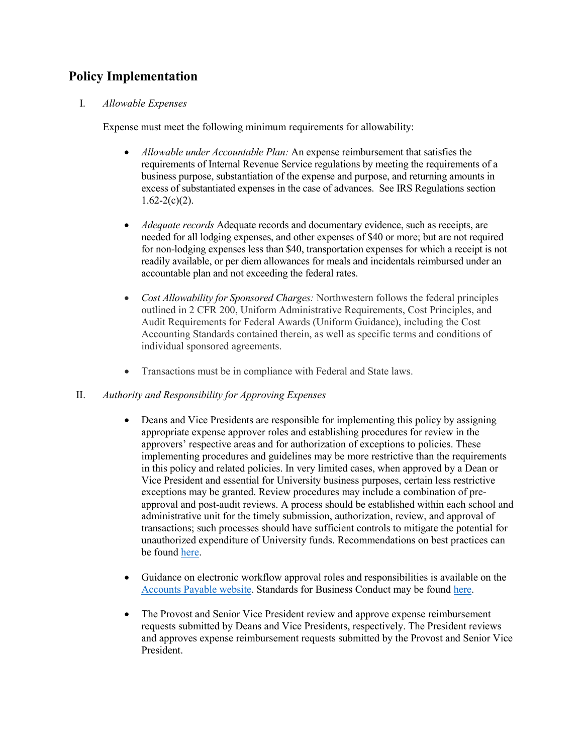## Policy Implementation

I. *Allowable Expenses*

Expense must meet the following minimum requirements for allowability:

- *Allowable under Accountable Plan:* An expense reimbursement that satisfies the requirements of Internal Revenue Service regulations by meeting the requirements of a business purpose, substantiation of the expense and purpose, and returning amounts in excess of substantiated expenses in the case of advances. See IRS Regulations section 1.62-2(c)(2).

- *Adequate records* Adequate records and documentary evidence, such as receipts, are needed for all lodging expenses, and other expenses of $40 or more; but are not required for non-lodging expenses less than $40, transportation expenses for which a receipt is not readily available, or per diem allowances for meals and incidentals reimbursed under an accountable plan and not exceeding the federal rates.

- *Cost Allowability for Sponsored Charges:* Northwestern follows the federal principles outlined in 2 CFR 200, Uniform Administrative Requirements, Cost Principles, and Audit Requirements for Federal Awards (Uniform Guidance), including the Cost Accounting Standards contained therein, as well as specific terms and conditions of individual sponsored agreements.

- Transactions must be in compliance with Federal and State laws.

II. *Authority and Responsibility for Approving Expenses*

- Deans and Vice Presidents are responsible for implementing this policy by assigning appropriate expense approver roles and establishing procedures for review in the approvers' respective areas and for authorization of exceptions to policies. These implementing procedures and guidelines may be more restrictive than the requirements in this policy and related policies. In very limited cases, when approved by a Dean or Vice President and essential for University business purposes, certain less restrictive exceptions may be granted. Review procedures may include a combination of pre-approval and post-audit reviews. A process should be established within each school and administrative unit for the timely submission, authorization, review, and approval of transactions; such processes should have sufficient controls to mitigate the potential for unauthorized expenditure of University funds. Recommendations on best practices can be found here.

- Guidance on electronic workflow approval roles and responsibilities is available on the Accounts Payable website. Standards for Business Conduct may be found here.

- The Provost and Senior Vice President review and approve expense reimbursement requests submitted by Deans and Vice Presidents, respectively. The President reviews and approves expense reimbursement requests submitted by the Provost and Senior Vice President.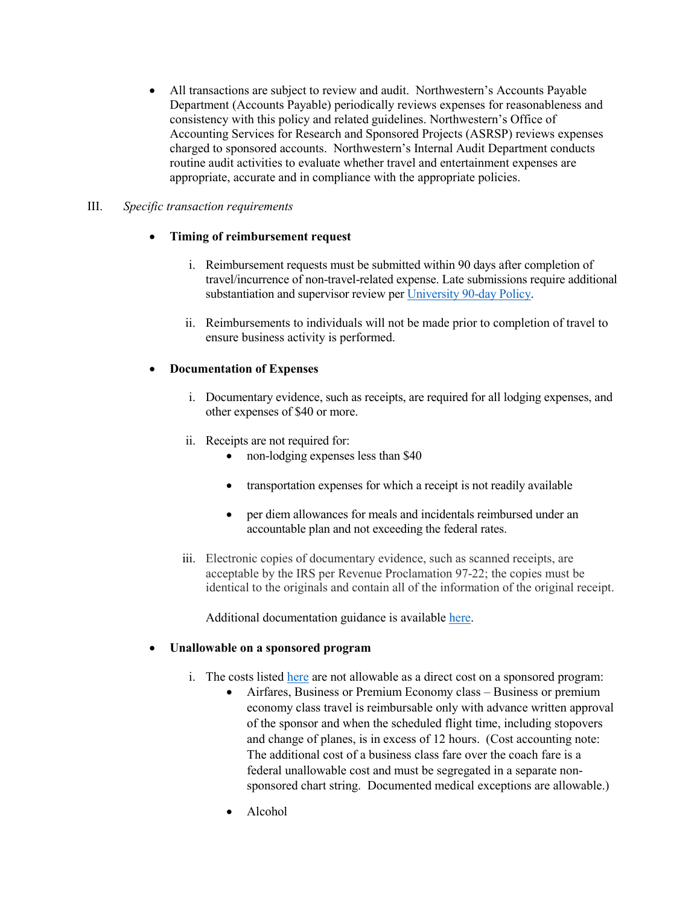- All transactions are subject to review and audit. Northwestern's Accounts Payable Department (Accounts Payable) periodically reviews expenses for reasonableness and consistency with this policy and related guidelines. Northwestern's Office of Accounting Services for Research and Sponsored Projects (ASRSP) reviews expenses charged to sponsored accounts. Northwestern's Internal Audit Department conducts routine audit activities to evaluate whether travel and entertainment expenses are appropriate, accurate and in compliance with the appropriate policies.

III. *Specific transaction requirements*

- **Timing of reimbursement request**

  i. Reimbursement requests must be submitted within 90 days after completion of travel/incurrence of non-travel-related expense. Late submissions require additional substantiation and supervisor review per University 90-day Policy.

  ii. Reimbursements to individuals will not be made prior to completion of travel to ensure business activity is performed.

- **Documentation of Expenses**

  i. Documentary evidence, such as receipts, are required for all lodging expenses, and other expenses of $40 or more.

  ii. Receipts are not required for:
     - non-lodging expenses less than $40
     - transportation expenses for which a receipt is not readily available
     - per diem allowances for meals and incidentals reimbursed under an accountable plan and not exceeding the federal rates.

  iii. Electronic copies of documentary evidence, such as scanned receipts, are acceptable by the IRS per Revenue Proclamation 97-22; the copies must be identical to the originals and contain all of the information of the original receipt.

  Additional documentation guidance is available here.

- **Unallowable on a sponsored program**

  i. The costs listed here are not allowable as a direct cost on a sponsored program:
     - Airfares, Business or Premium Economy class – Business or premium economy class travel is reimbursable only with advance written approval of the sponsor and when the scheduled flight time, including stopovers and change of planes, is in excess of 12 hours. (Cost accounting note: The additional cost of a business class fare over the coach fare is a federal unallowable cost and must be segregated in a separate non-sponsored chart string. Documented medical exceptions are allowable.)
     - Alcohol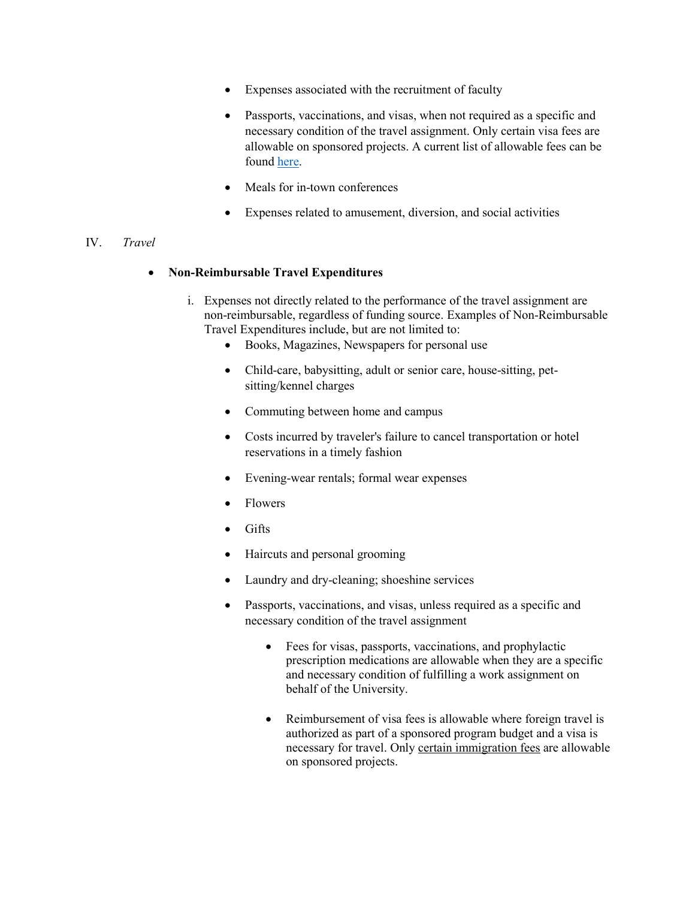- Expenses associated with the recruitment of faculty
- Passports, vaccinations, and visas, when not required as a specific and necessary condition of the travel assignment. Only certain visa fees are allowable on sponsored projects. A current list of allowable fees can be found here.
- Meals for in-town conferences
- Expenses related to amusement, diversion, and social activities

IV. *Travel*

- **Non-Reimbursable Travel Expenditures**

  i. Expenses not directly related to the performance of the travel assignment are non-reimbursable, regardless of funding source. Examples of Non-Reimbursable Travel Expenditures include, but are not limited to:
     - Books, Magazines, Newspapers for personal use
     - Child-care, babysitting, adult or senior care, house-sitting, pet-sitting/kennel charges
     - Commuting between home and campus
     - Costs incurred by traveler's failure to cancel transportation or hotel reservations in a timely fashion
     - Evening-wear rentals; formal wear expenses
     - Flowers
     - Gifts
     - Haircuts and personal grooming
     - Laundry and dry-cleaning; shoeshine services
     - Passports, vaccinations, and visas, unless required as a specific and necessary condition of the travel assignment
       - Fees for visas, passports, vaccinations, and prophylactic prescription medications are allowable when they are a specific and necessary condition of fulfilling a work assignment on behalf of the University.
       - Reimbursement of visa fees is allowable where foreign travel is authorized as part of a sponsored program budget and a visa is necessary for travel. Only certain immigration fees are allowable on sponsored projects.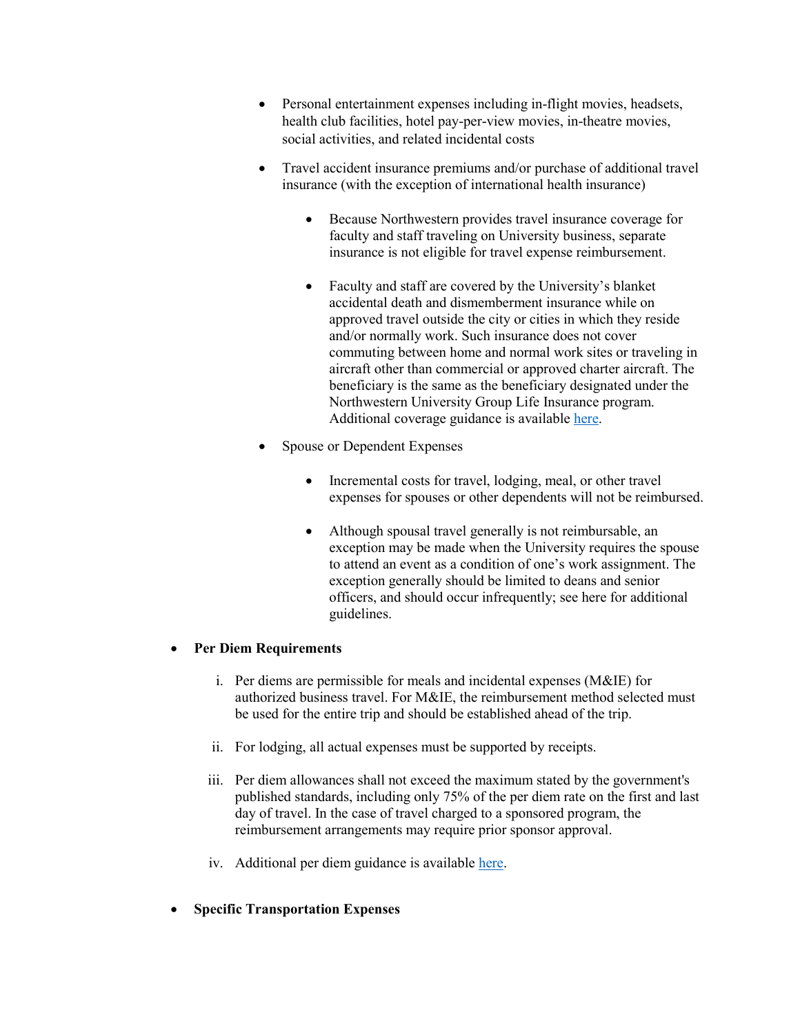- Personal entertainment expenses including in-flight movies, headsets, health club facilities, hotel pay-per-view movies, in-theatre movies, social activities, and related incidental costs
- Travel accident insurance premiums and/or purchase of additional travel insurance (with the exception of international health insurance)
  - Because Northwestern provides travel insurance coverage for faculty and staff traveling on University business, separate insurance is not eligible for travel expense reimbursement.
  - Faculty and staff are covered by the University's blanket accidental death and dismemberment insurance while on approved travel outside the city or cities in which they reside and/or normally work. Such insurance does not cover commuting between home and normal work sites or traveling in aircraft other than commercial or approved charter aircraft. The beneficiary is the same as the beneficiary designated under the Northwestern University Group Life Insurance program. Additional coverage guidance is available here.
- Spouse or Dependent Expenses
  - Incremental costs for travel, lodging, meal, or other travel expenses for spouses or other dependents will not be reimbursed.
  - Although spousal travel generally is not reimbursable, an exception may be made when the University requires the spouse to attend an event as a condition of one's work assignment. The exception generally should be limited to deans and senior officers, and should occur infrequently; see here for additional guidelines.

- **Per Diem Requirements**

  i. Per diems are permissible for meals and incidental expenses (M&IE) for authorized business travel. For M&IE, the reimbursement method selected must be used for the entire trip and should be established ahead of the trip.

  ii. For lodging, all actual expenses must be supported by receipts.

  iii. Per diem allowances shall not exceed the maximum stated by the government's published standards, including only 75% of the per diem rate on the first and last day of travel. In the case of travel charged to a sponsored program, the reimbursement arrangements may require prior sponsor approval.

  iv. Additional per diem guidance is available here.

- **Specific Transportation Expenses**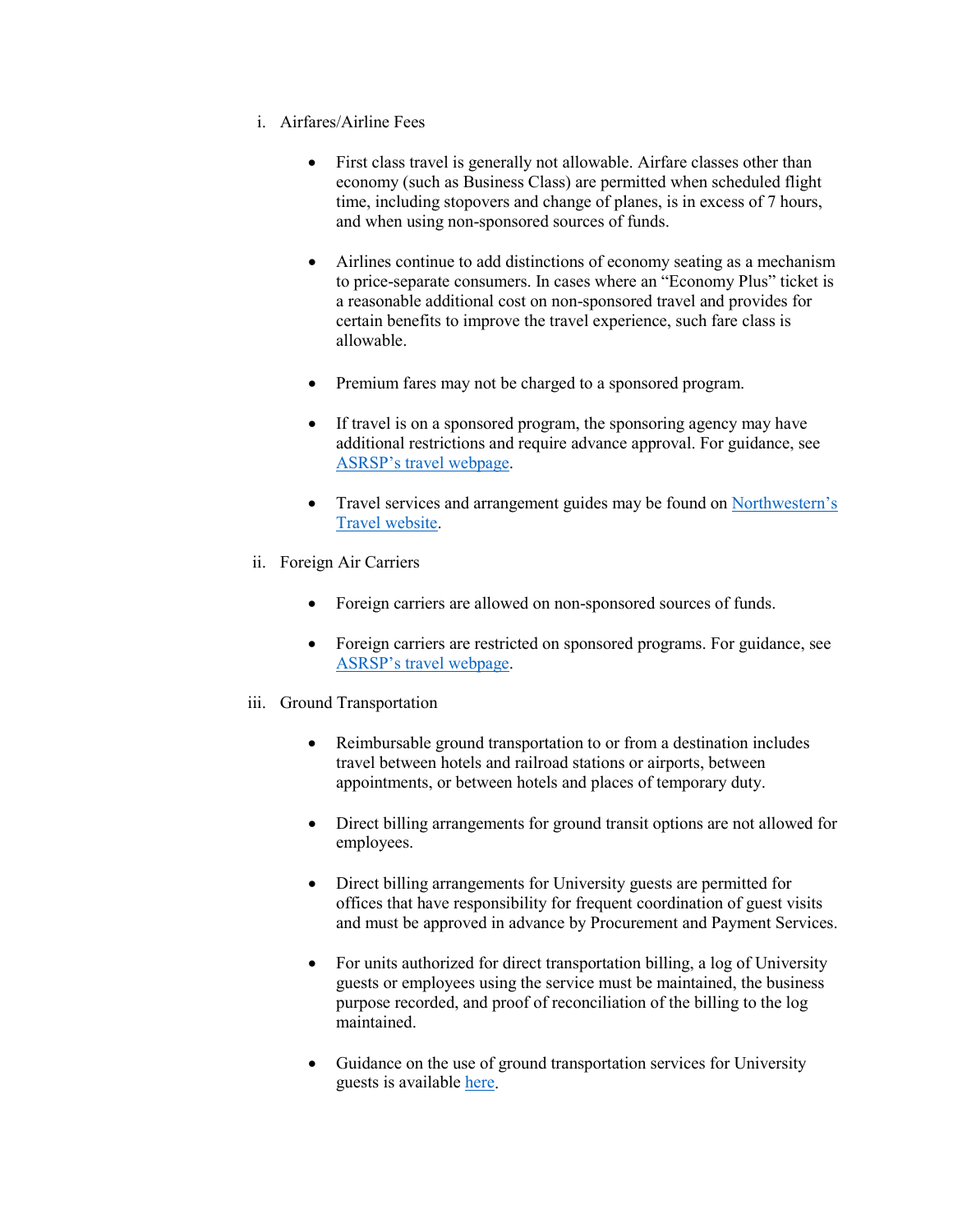i. Airfares/Airline Fees

- First class travel is generally not allowable. Airfare classes other than economy (such as Business Class) are permitted when scheduled flight time, including stopovers and change of planes, is in excess of 7 hours, and when using non-sponsored sources of funds.

- Airlines continue to add distinctions of economy seating as a mechanism to price-separate consumers. In cases where an "Economy Plus" ticket is a reasonable additional cost on non-sponsored travel and provides for certain benefits to improve the travel experience, such fare class is allowable.

- Premium fares may not be charged to a sponsored program.

- If travel is on a sponsored program, the sponsoring agency may have additional restrictions and require advance approval. For guidance, see ASRSP's travel webpage.

- Travel services and arrangement guides may be found on Northwestern's Travel website.

ii. Foreign Air Carriers

- Foreign carriers are allowed on non-sponsored sources of funds.

- Foreign carriers are restricted on sponsored programs. For guidance, see ASRSP's travel webpage.

iii. Ground Transportation

- Reimbursable ground transportation to or from a destination includes travel between hotels and railroad stations or airports, between appointments, or between hotels and places of temporary duty.

- Direct billing arrangements for ground transit options are not allowed for employees.

- Direct billing arrangements for University guests are permitted for offices that have responsibility for frequent coordination of guest visits and must be approved in advance by Procurement and Payment Services.

- For units authorized for direct transportation billing, a log of University guests or employees using the service must be maintained, the business purpose recorded, and proof of reconciliation of the billing to the log maintained.

- Guidance on the use of ground transportation services for University guests is available here.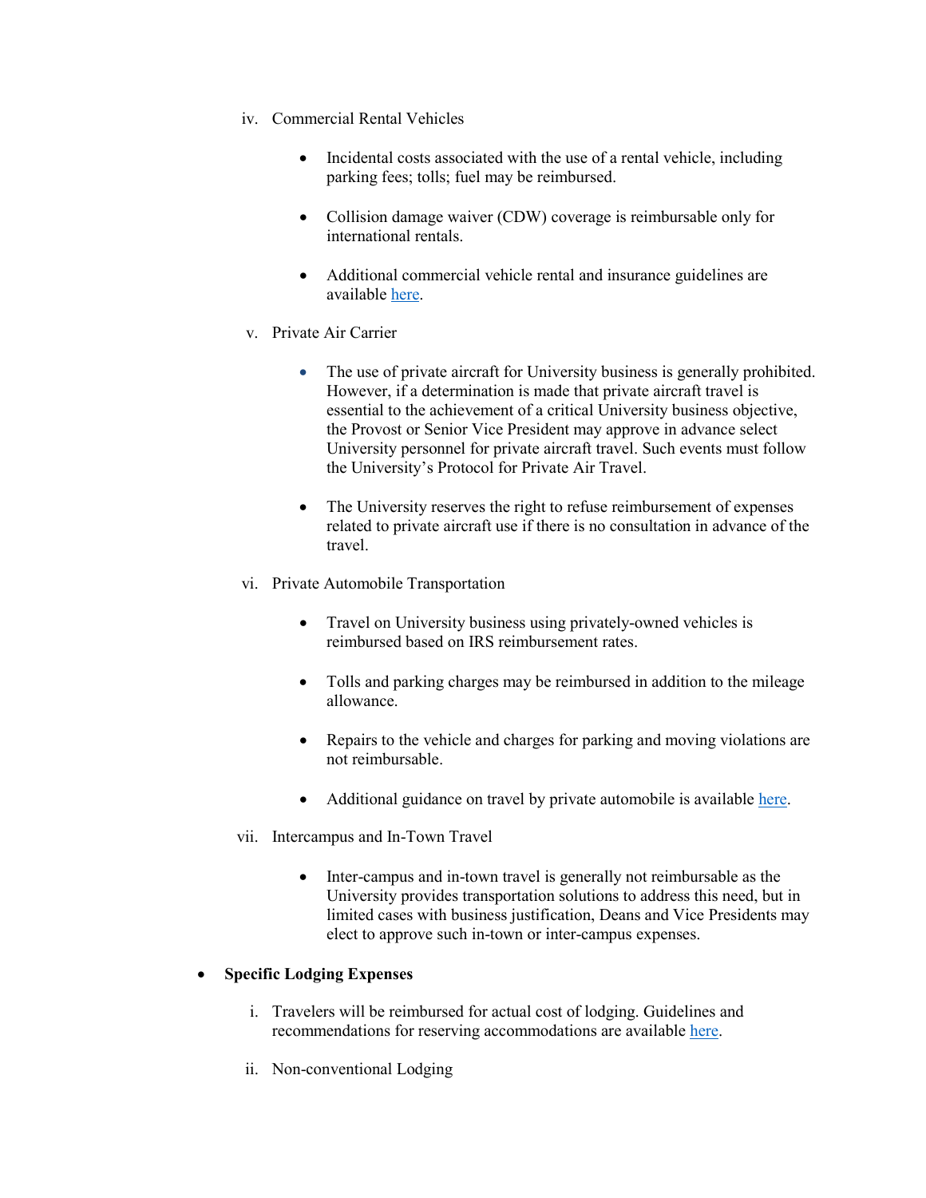iv. Commercial Rental Vehicles

- Incidental costs associated with the use of a rental vehicle, including parking fees; tolls; fuel may be reimbursed.

- Collision damage waiver (CDW) coverage is reimbursable only for international rentals.

- Additional commercial vehicle rental and insurance guidelines are available here.

v. Private Air Carrier

- The use of private aircraft for University business is generally prohibited. However, if a determination is made that private aircraft travel is essential to the achievement of a critical University business objective, the Provost or Senior Vice President may approve in advance select University personnel for private aircraft travel. Such events must follow the University's Protocol for Private Air Travel.

- The University reserves the right to refuse reimbursement of expenses related to private aircraft use if there is no consultation in advance of the travel.

vi. Private Automobile Transportation

- Travel on University business using privately-owned vehicles is reimbursed based on IRS reimbursement rates.

- Tolls and parking charges may be reimbursed in addition to the mileage allowance.

- Repairs to the vehicle and charges for parking and moving violations are not reimbursable.

- Additional guidance on travel by private automobile is available here.

vii. Intercampus and In-Town Travel

- Inter-campus and in-town travel is generally not reimbursable as the University provides transportation solutions to address this need, but in limited cases with business justification, Deans and Vice Presidents may elect to approve such in-town or inter-campus expenses.

- **Specific Lodging Expenses**

  i. Travelers will be reimbursed for actual cost of lodging. Guidelines and recommendations for reserving accommodations are available here.

  ii. Non-conventional Lodging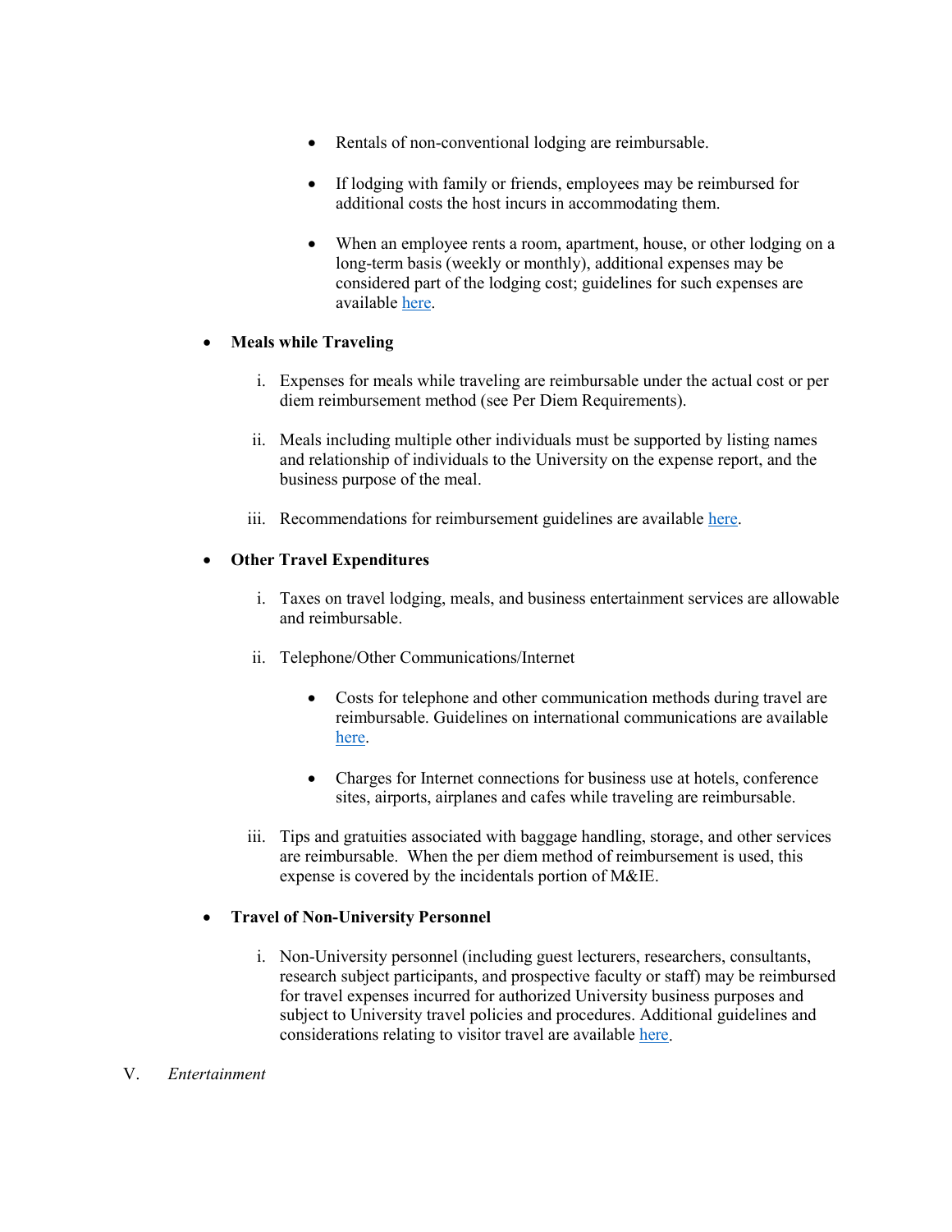- Rentals of non-conventional lodging are reimbursable.

- If lodging with family or friends, employees may be reimbursed for additional costs the host incurs in accommodating them.

- When an employee rents a room, apartment, house, or other lodging on a long-term basis (weekly or monthly), additional expenses may be considered part of the lodging cost; guidelines for such expenses are available here.

- **Meals while Traveling**

  i. Expenses for meals while traveling are reimbursable under the actual cost or per diem reimbursement method (see Per Diem Requirements).

  ii. Meals including multiple other individuals must be supported by listing names and relationship of individuals to the University on the expense report, and the business purpose of the meal.

  iii. Recommendations for reimbursement guidelines are available here.

- **Other Travel Expenditures**

  i. Taxes on travel lodging, meals, and business entertainment services are allowable and reimbursable.

  ii. Telephone/Other Communications/Internet

     - Costs for telephone and other communication methods during travel are reimbursable. Guidelines on international communications are available here.

     - Charges for Internet connections for business use at hotels, conference sites, airports, airplanes and cafes while traveling are reimbursable.

  iii. Tips and gratuities associated with baggage handling, storage, and other services are reimbursable. When the per diem method of reimbursement is used, this expense is covered by the incidentals portion of M&IE.

- **Travel of Non-University Personnel**

  i. Non-University personnel (including guest lecturers, researchers, consultants, research subject participants, and prospective faculty or staff) may be reimbursed for travel expenses incurred for authorized University business purposes and subject to University travel policies and procedures. Additional guidelines and considerations relating to visitor travel are available here.

V. *Entertainment*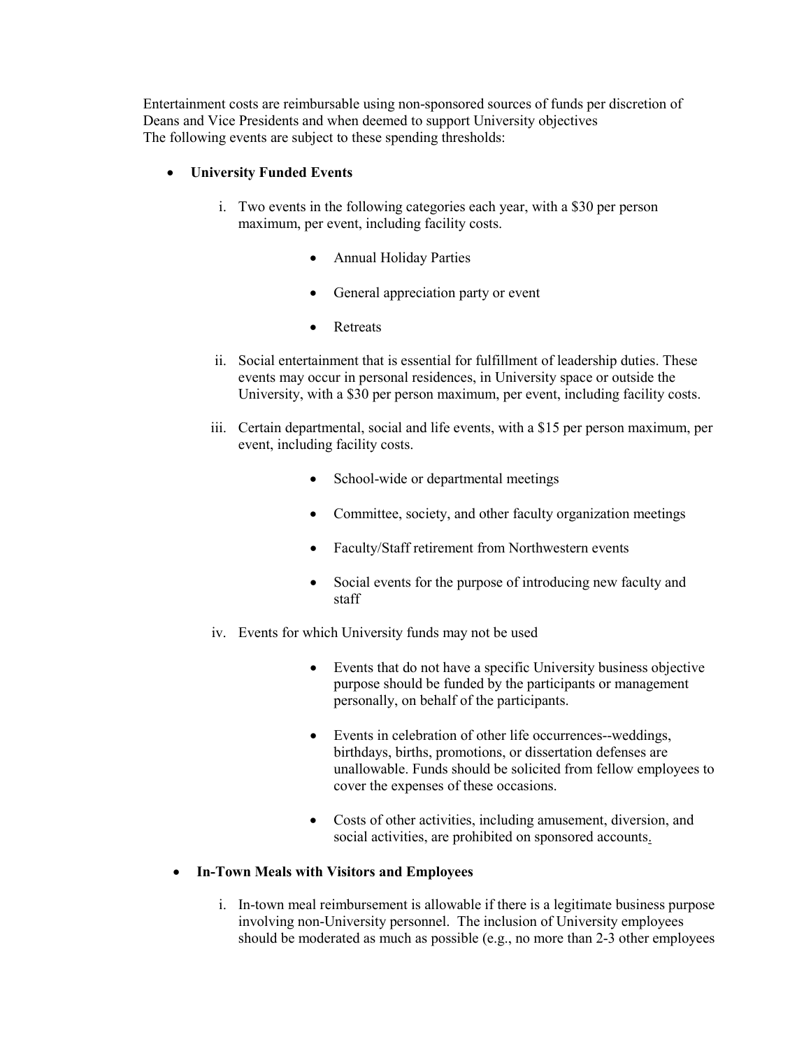Entertainment costs are reimbursable using non-sponsored sources of funds per discretion of Deans and Vice Presidents and when deemed to support University objectives
The following events are subject to these spending thresholds:

- **University Funded Events**

  i. Two events in the following categories each year, with a $30 per person maximum, per event, including facility costs.

     - Annual Holiday Parties
     - General appreciation party or event
     - Retreats

  ii. Social entertainment that is essential for fulfillment of leadership duties. These events may occur in personal residences, in University space or outside the University, with a $30 per person maximum, per event, including facility costs.

  iii. Certain departmental, social and life events, with a $15 per person maximum, per event, including facility costs.

     - School-wide or departmental meetings
     - Committee, society, and other faculty organization meetings
     - Faculty/Staff retirement from Northwestern events
     - Social events for the purpose of introducing new faculty and staff

  iv. Events for which University funds may not be used

     - Events that do not have a specific University business objective purpose should be funded by the participants or management personally, on behalf of the participants.
     - Events in celebration of other life occurrences--weddings, birthdays, births, promotions, or dissertation defenses are unallowable. Funds should be solicited from fellow employees to cover the expenses of these occasions.
     - Costs of other activities, including amusement, diversion, and social activities, are prohibited on sponsored accounts.

- **In-Town Meals with Visitors and Employees**

  i. In-town meal reimbursement is allowable if there is a legitimate business purpose involving non-University personnel. The inclusion of University employees should be moderated as much as possible (e.g., no more than 2-3 other employees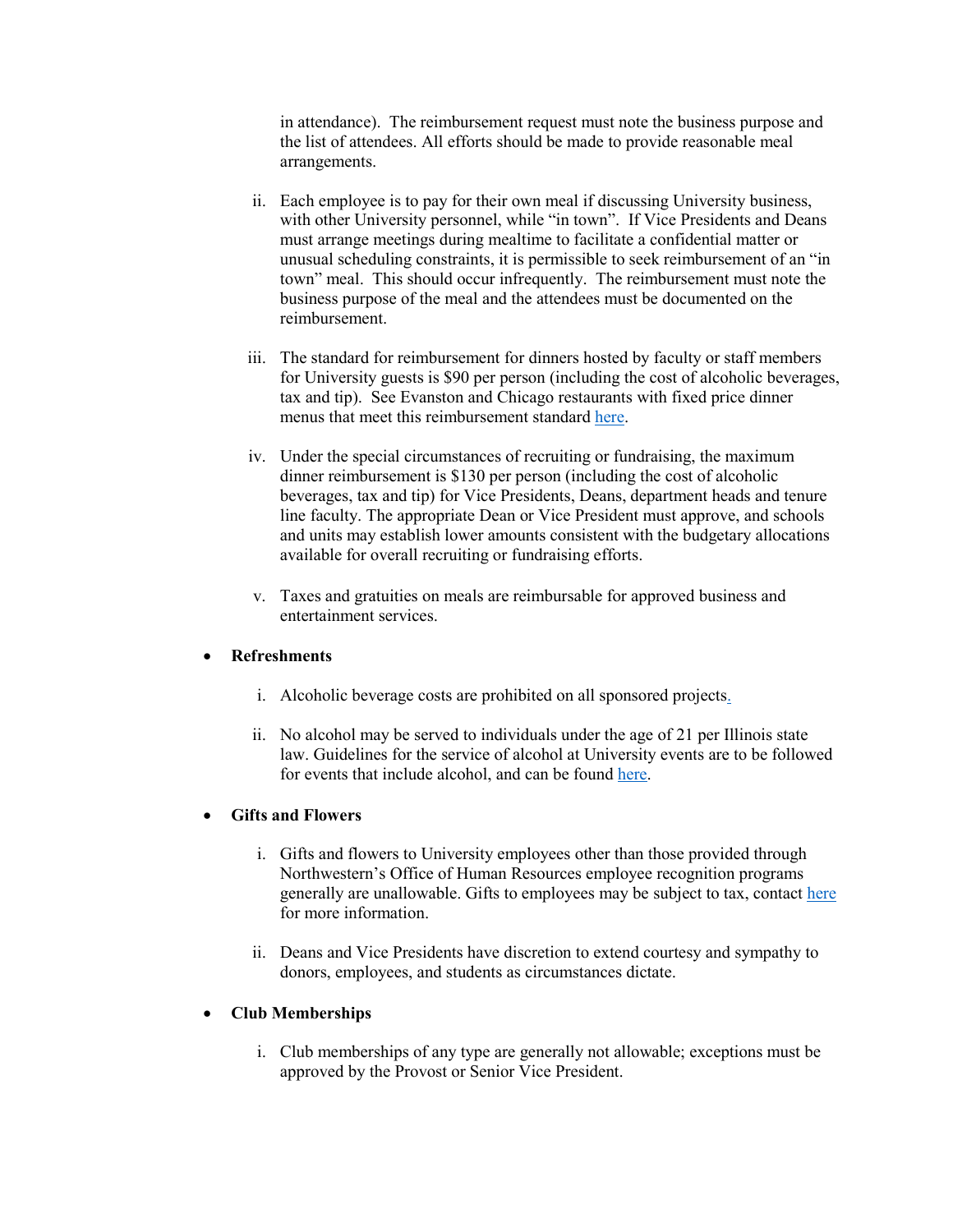in attendance). The reimbursement request must note the business purpose and the list of attendees. All efforts should be made to provide reasonable meal arrangements.

ii. Each employee is to pay for their own meal if discussing University business, with other University personnel, while "in town". If Vice Presidents and Deans must arrange meetings during mealtime to facilitate a confidential matter or unusual scheduling constraints, it is permissible to seek reimbursement of an "in town" meal. This should occur infrequently. The reimbursement must note the business purpose of the meal and the attendees must be documented on the reimbursement.

iii. The standard for reimbursement for dinners hosted by faculty or staff members for University guests is $90 per person (including the cost of alcoholic beverages, tax and tip). See Evanston and Chicago restaurants with fixed price dinner menus that meet this reimbursement standard here.

iv. Under the special circumstances of recruiting or fundraising, the maximum dinner reimbursement is $130 per person (including the cost of alcoholic beverages, tax and tip) for Vice Presidents, Deans, department heads and tenure line faculty. The appropriate Dean or Vice President must approve, and schools and units may establish lower amounts consistent with the budgetary allocations available for overall recruiting or fundraising efforts.

v. Taxes and gratuities on meals are reimbursable for approved business and entertainment services.

- **Refreshments**

  i. Alcoholic beverage costs are prohibited on all sponsored projects.

  ii. No alcohol may be served to individuals under the age of 21 per Illinois state law. Guidelines for the service of alcohol at University events are to be followed for events that include alcohol, and can be found here.

- **Gifts and Flowers**

  i. Gifts and flowers to University employees other than those provided through Northwestern's Office of Human Resources employee recognition programs generally are unallowable. Gifts to employees may be subject to tax, contact here for more information.

  ii. Deans and Vice Presidents have discretion to extend courtesy and sympathy to donors, employees, and students as circumstances dictate.

- **Club Memberships**

  i. Club memberships of any type are generally not allowable; exceptions must be approved by the Provost or Senior Vice President.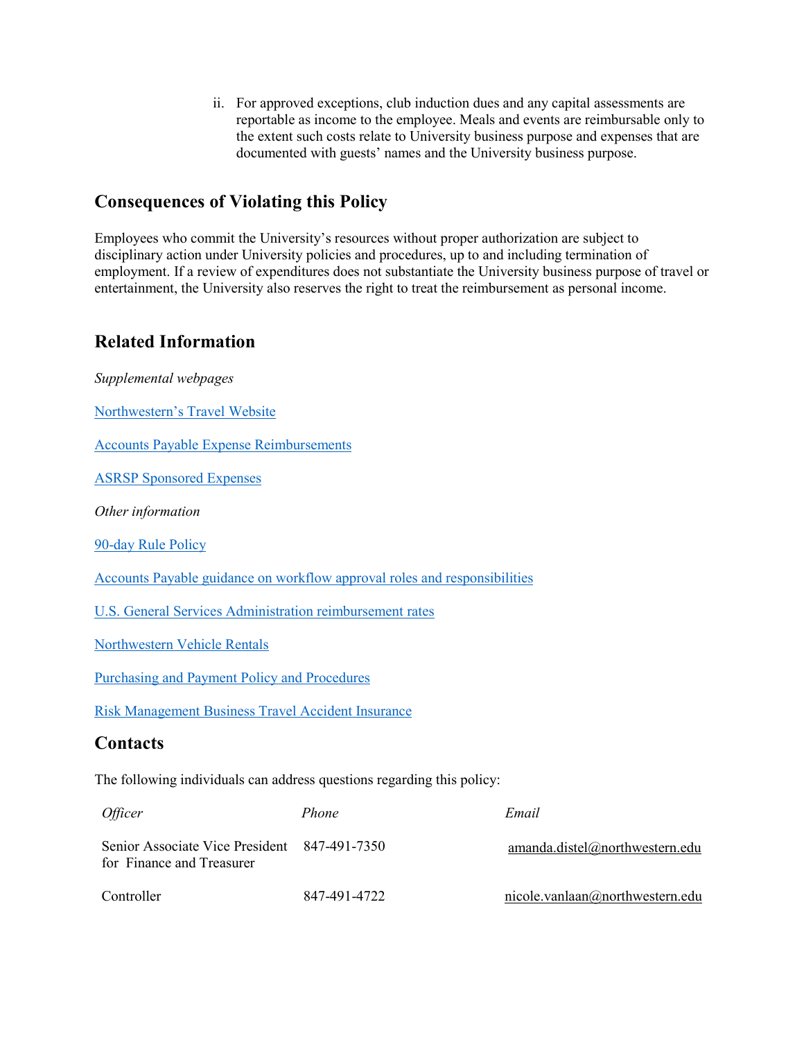ii. For approved exceptions, club induction dues and any capital assessments are reportable as income to the employee. Meals and events are reimbursable only to the extent such costs relate to University business purpose and expenses that are documented with guests' names and the University business purpose.

## Consequences of Violating this Policy

Employees who commit the University's resources without proper authorization are subject to disciplinary action under University policies and procedures, up to and including termination of employment. If a review of expenditures does not substantiate the University business purpose of travel or entertainment, the University also reserves the right to treat the reimbursement as personal income.

## Related Information

*Supplemental webpages*

Northwestern's Travel Website

Accounts Payable Expense Reimbursements

ASRSP Sponsored Expenses

*Other information*

90-day Rule Policy

Accounts Payable guidance on workflow approval roles and responsibilities

U.S. General Services Administration reimbursement rates

Northwestern Vehicle Rentals

Purchasing and Payment Policy and Procedures

Risk Management Business Travel Accident Insurance

## Contacts

The following individuals can address questions regarding this policy:

| *Officer* | *Phone* | *Email* |
|---|---|---|
| Senior Associate Vice President for Finance and Treasurer | 847-491-7350 | amanda.distel@northwestern.edu |
| Controller | 847-491-4722 | nicole.vanlaan@northwestern.edu |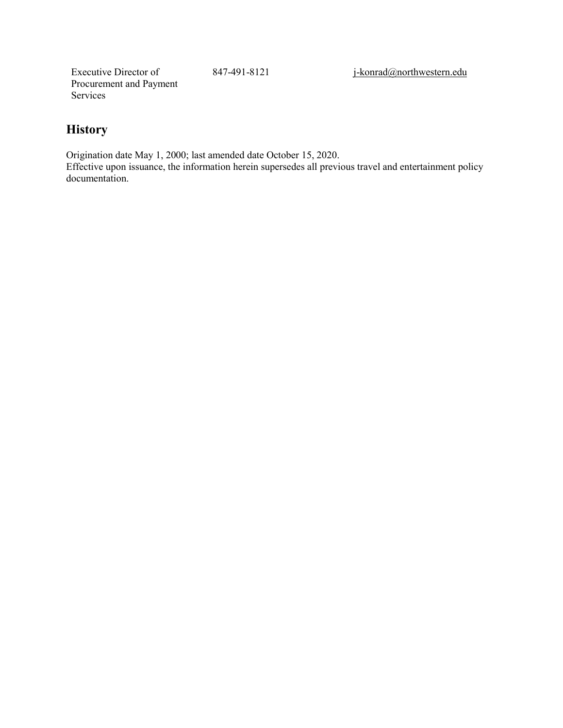| | | |
|---|---|---|
| Executive Director of Procurement and Payment Services | 847-491-8121 | j-konrad@northwestern.edu |

## History

Origination date May 1, 2000; last amended date October 15, 2020.
Effective upon issuance, the information herein supersedes all previous travel and entertainment policy documentation.